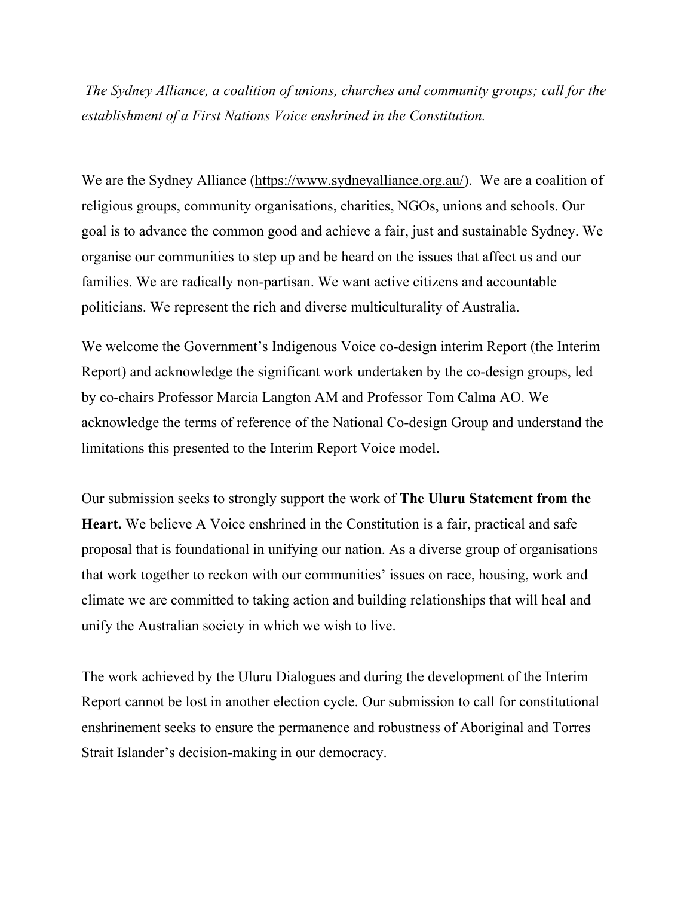*The Sydney Alliance, a coalition of unions, churches and community groups; call for the establishment of a First Nations Voice enshrined in the Constitution.*

We are the Sydney Alliance (https://www.sydneyalliance.org.au/). We are a coalition of religious groups, community organisations, charities, NGOs, unions and schools. Our goal is to advance the common good and achieve a fair, just and sustainable Sydney. We organise our communities to step up and be heard on the issues that affect us and our families. We are radically non-partisan. We want active citizens and accountable politicians. We represent the rich and diverse multiculturality of Australia.

We welcome the Government's Indigenous Voice co-design interim Report (the Interim Report) and acknowledge the significant work undertaken by the co-design groups, led by co-chairs Professor Marcia Langton AM and Professor Tom Calma AO. We acknowledge the terms of reference of the National Co-design Group and understand the limitations this presented to the Interim Report Voice model.

Our submission seeks to strongly support the work of **The Uluru Statement from the Heart.** We believe A Voice enshrined in the Constitution is a fair, practical and safe proposal that is foundational in unifying our nation. As a diverse group of organisations that work together to reckon with our communities' issues on race, housing, work and climate we are committed to taking action and building relationships that will heal and unify the Australian society in which we wish to live.

The work achieved by the Uluru Dialogues and during the development of the Interim Report cannot be lost in another election cycle. Our submission to call for constitutional enshrinement seeks to ensure the permanence and robustness of Aboriginal and Torres Strait Islander's decision-making in our democracy.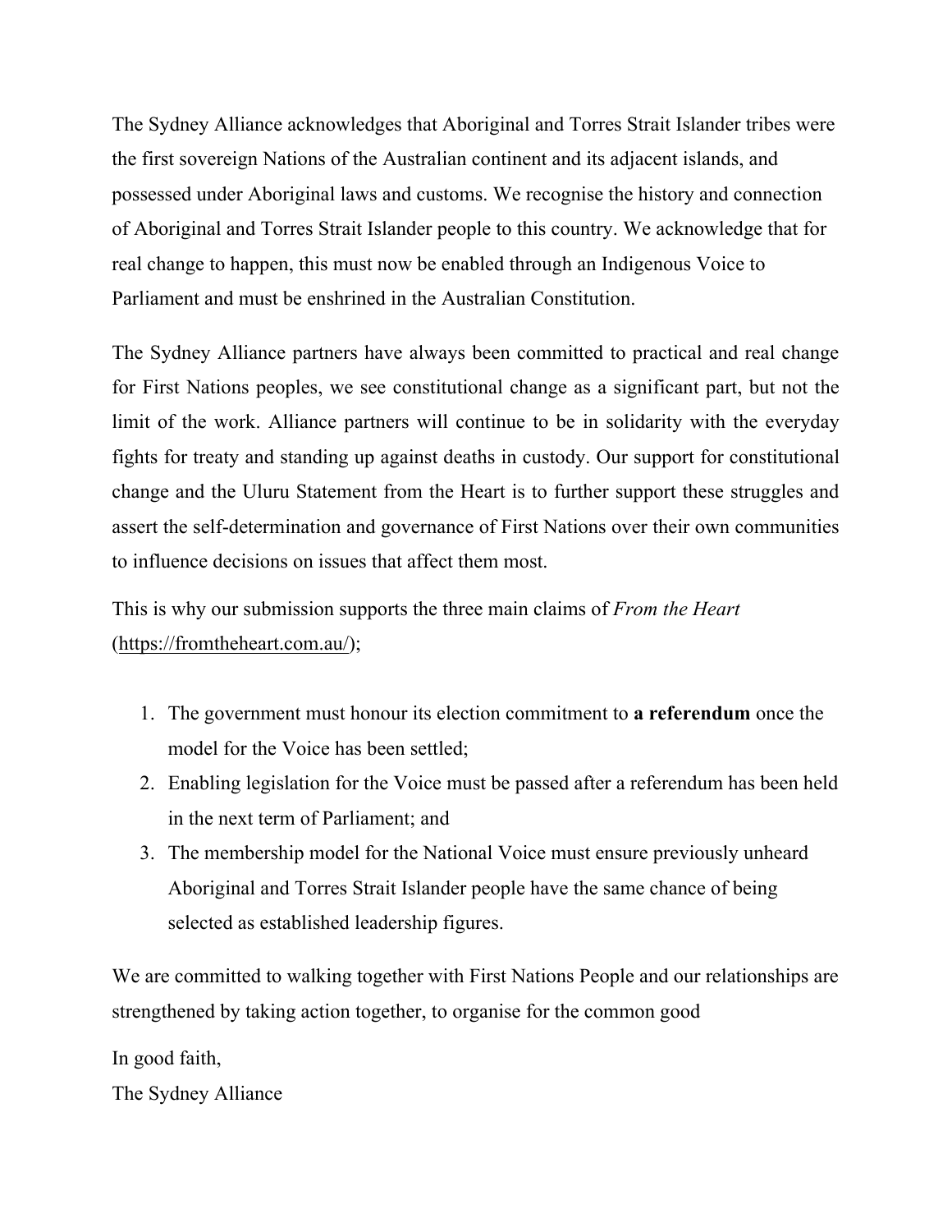The Sydney Alliance acknowledges that Aboriginal and Torres Strait Islander tribes were the first sovereign Nations of the Australian continent and its adjacent islands, and possessed under Aboriginal laws and customs. We recognise the history and connection of Aboriginal and Torres Strait Islander people to this country. We acknowledge that for real change to happen, this must now be enabled through an Indigenous Voice to Parliament and must be enshrined in the Australian Constitution.

The Sydney Alliance partners have always been committed to practical and real change for First Nations peoples, we see constitutional change as a significant part, but not the limit of the work. Alliance partners will continue to be in solidarity with the everyday fights for treaty and standing up against deaths in custody. Our support for constitutional change and the Uluru Statement from the Heart is to further support these struggles and assert the self-determination and governance of First Nations over their own communities to influence decisions on issues that affect them most.

This is why our submission supports the three main claims of *From the Heart* (https://fromtheheart.com.au/);

1. The government must honour its election commitment to **a referendum** once the model for the Voice has been settled;
2. Enabling legislation for the Voice must be passed after a referendum has been held in the next term of Parliament; and
3. The membership model for the National Voice must ensure previously unheard Aboriginal and Torres Strait Islander people have the same chance of being selected as established leadership figures.

We are committed to walking together with First Nations People and our relationships are strengthened by taking action together, to organise for the common good

In good faith,
The Sydney Alliance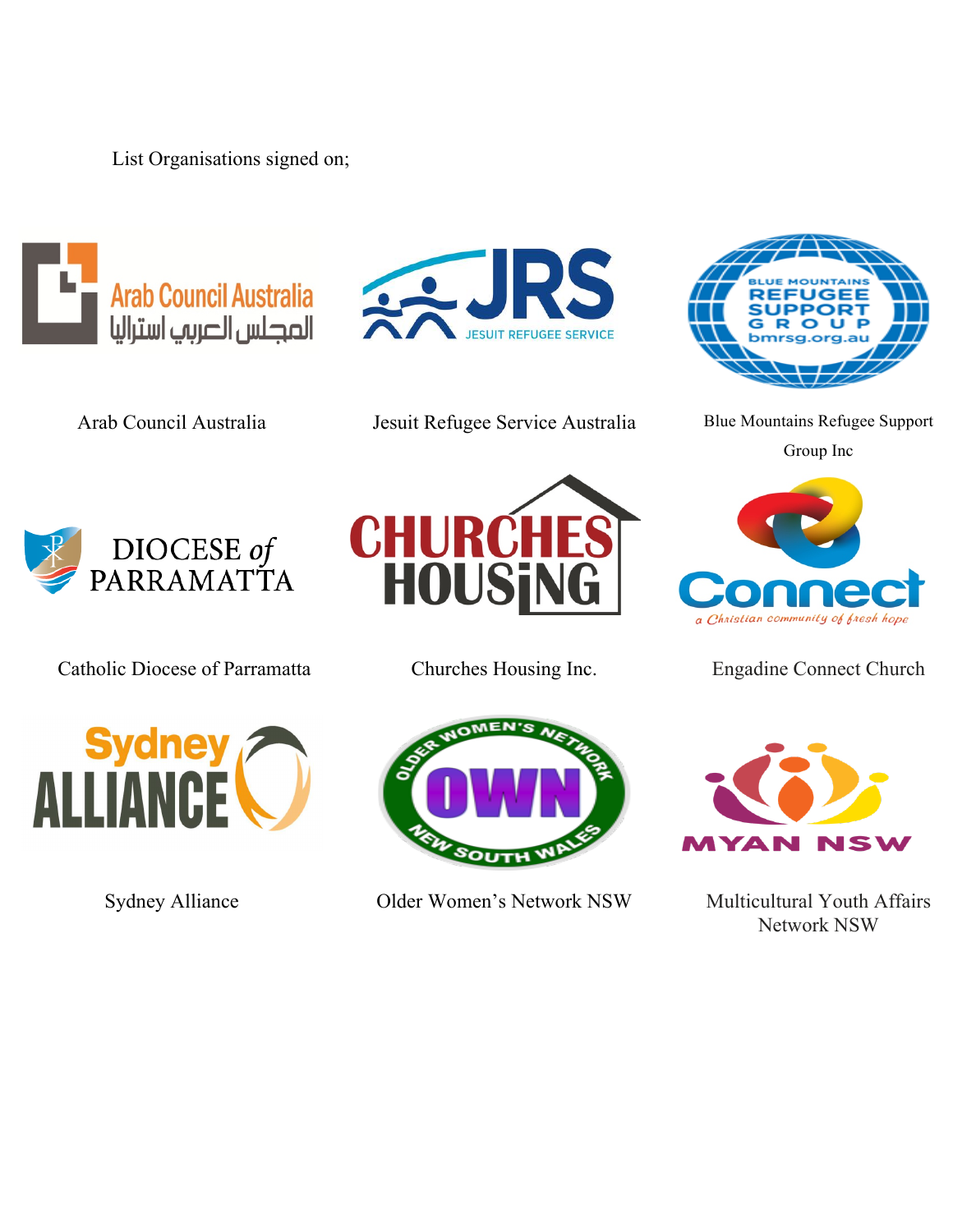List Organisations signed on;

Arab Council Australia

Jesuit Refugee Service Australia

Blue Mountains Refugee Support Group Inc

Catholic Diocese of Parramatta

Churches Housing Inc.

Engadine Connect Church

Sydney Alliance

Older Women's Network NSW

Multicultural Youth Affairs Network NSW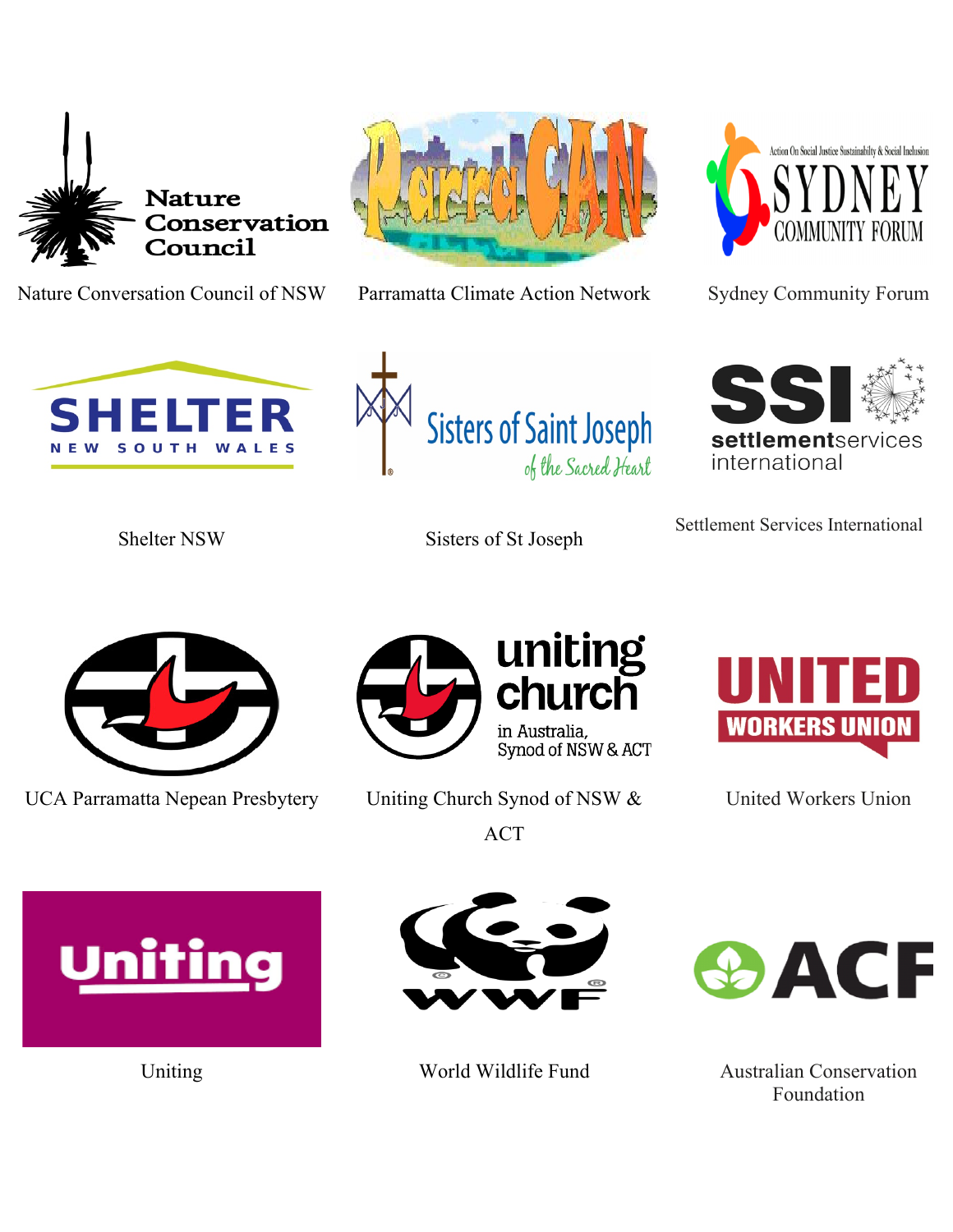Nature Conversation Council of NSW

Parramatta Climate Action Network

Sydney Community Forum

Shelter NSW

Sisters of St Joseph

Settlement Services International

UCA Parramatta Nepean Presbytery

Uniting Church Synod of NSW & ACT

United Workers Union

Uniting

World Wildlife Fund

Australian Conservation Foundation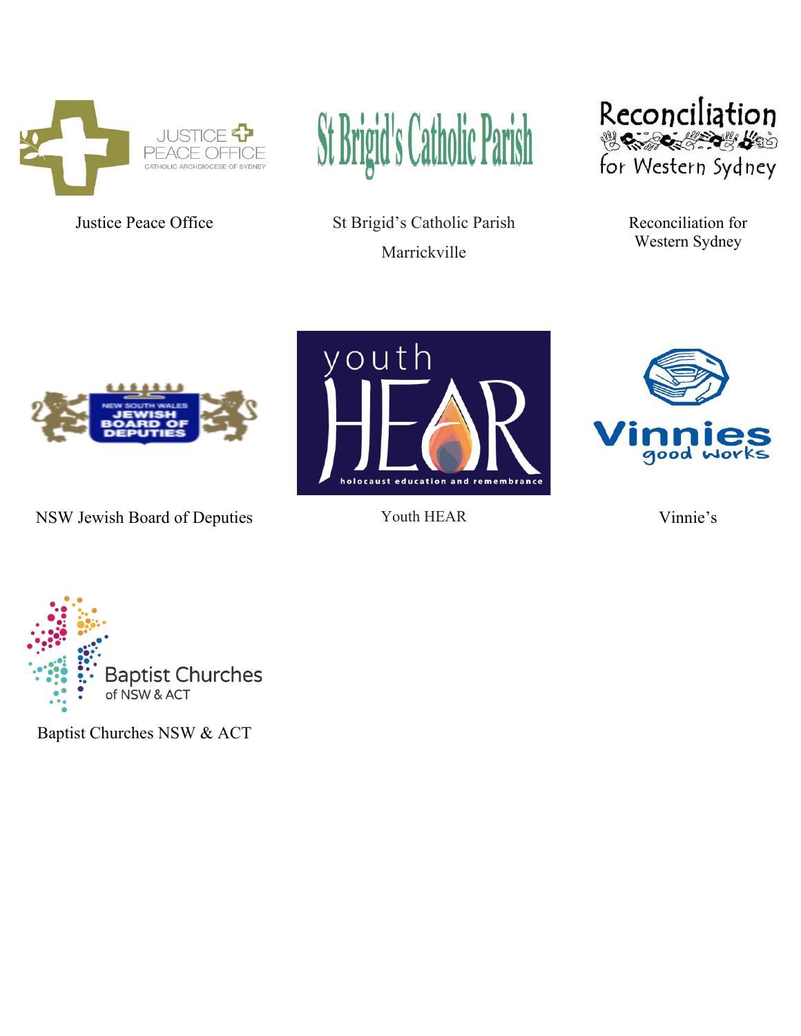Justice Peace Office

St Brigid's Catholic Parish

Marrickville

Reconciliation for Western Sydney

NSW Jewish Board of Deputies

Youth HEAR

Vinnie's

Baptist Churches NSW & ACT